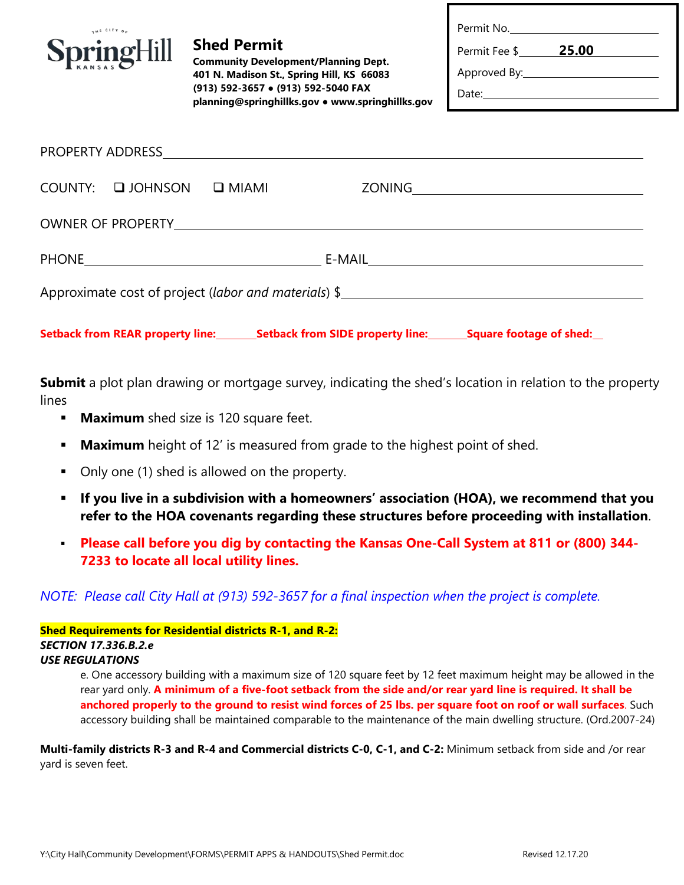THE CITY OF SpringHill KANSAS

# Shed Permit

**Community Development/Planning Dept.**
**401 N. Madison St., Spring Hill, KS 66083**
**(913) 592-3657 • (913) 592-5040 FAX**
**planning@springhillks.gov • www.springhillks.gov**

Permit No.____________________

Permit Fee $ **25.00**

Approved By:____________________

Date:____________________

PROPERTY ADDRESS________________________________________________

COUNTY: ❑ JOHNSON ❑ MIAMI ZONING____________________

OWNER OF PROPERTY________________________________________________

PHONE____________________ E-MAIL____________________

Approximate cost of project (*labor and materials*) $____________________

**Setback from REAR property line:_______ Setback from SIDE property line:_______ Square footage of shed:__**

**Submit** a plot plan drawing or mortgage survey, indicating the shed's location in relation to the property lines

- **Maximum** shed size is 120 square feet.
- **Maximum** height of 12' is measured from grade to the highest point of shed.
- Only one (1) shed is allowed on the property.
- **If you live in a subdivision with a homeowners' association (HOA), we recommend that you refer to the HOA covenants regarding these structures before proceeding with installation**.
- **Please call before you dig by contacting the Kansas One-Call System at 811 or (800) 344-7233 to locate all local utility lines.**

*NOTE: Please call City Hall at (913) 592-3657 for a final inspection when the project is complete.*

**Shed Requirements for Residential districts R-1, and R-2:**
***SECTION 17.336.B.2.e***
***USE REGULATIONS***

e. One accessory building with a maximum size of 120 square feet by 12 feet maximum height may be allowed in the rear yard only. **A minimum of a five-foot setback from the side and/or rear yard line is required. It shall be anchored properly to the ground to resist wind forces of 25 lbs. per square foot on roof or wall surfaces**. Such accessory building shall be maintained comparable to the maintenance of the main dwelling structure. (Ord.2007-24)

**Multi-family districts R-3 and R-4 and Commercial districts C-0, C-1, and C-2:** Minimum setback from side and /or rear yard is seven feet.

Y:\City Hall\Community Development\FORMS\PERMIT APPS & HANDOUTS\Shed Permit.doc Revised 12.17.20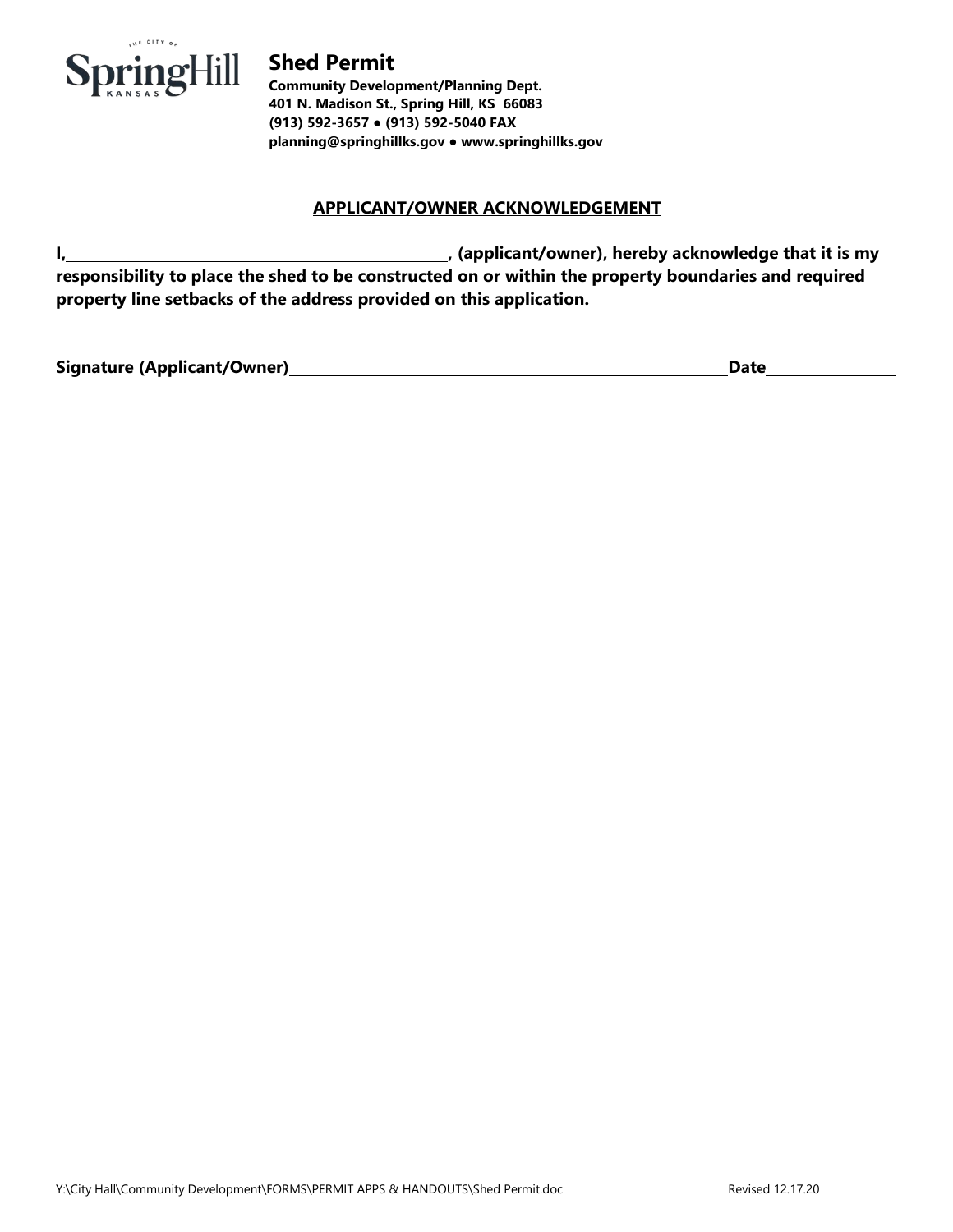# Shed Permit

**Community Development/Planning Dept.**
**401 N. Madison St., Spring Hill, KS 66083**
**(913) 592-3657 ● (913) 592-5040 FAX**
**planning@springhillks.gov ● www.springhillks.gov**

## APPLICANT/OWNER ACKNOWLEDGEMENT

**I,\_\_\_\_\_\_\_\_\_\_\_\_\_\_\_\_\_\_\_\_\_\_\_\_\_\_\_\_\_\_\_\_\_\_\_\_\_\_\_\_, (applicant/owner), hereby acknowledge that it is my responsibility to place the shed to be constructed on or within the property boundaries and required property line setbacks of the address provided on this application.**

**Signature (Applicant/Owner)\_\_\_\_\_\_\_\_\_\_\_\_\_\_\_\_\_\_\_\_\_\_\_\_\_\_\_\_\_\_\_\_\_\_\_\_\_\_\_\_\_\_\_\_\_\_Date\_\_\_\_\_\_\_\_\_\_\_\_\_\_**

Y:\City Hall\Community Development\FORMS\PERMIT APPS & HANDOUTS\Shed Permit.doc Revised 12.17.20